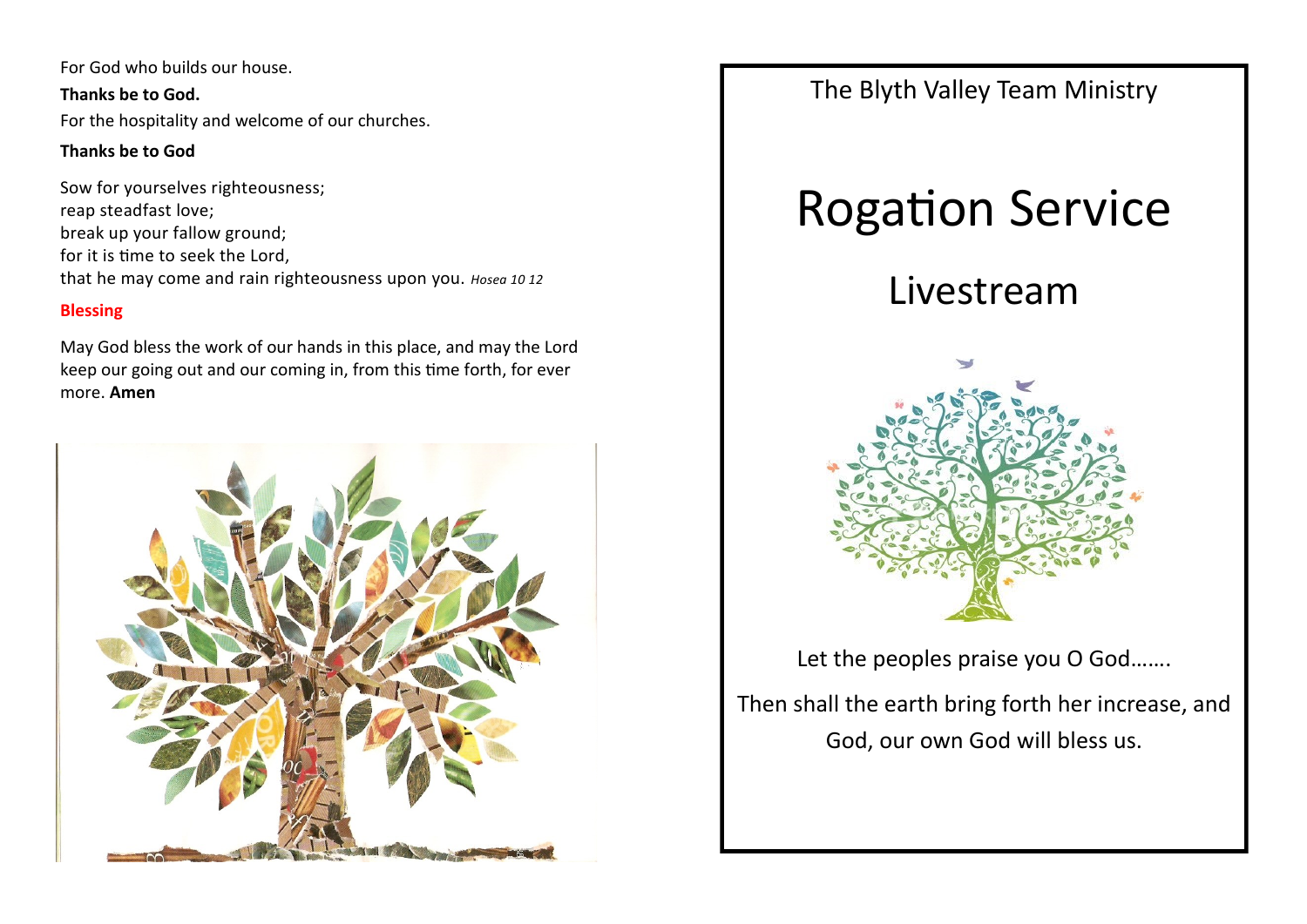For God who builds our house.

**Thanks be to God.**

For the hospitality and welcome of our churches.

**Thanks be to God**

Sow for yourselves righteousness;
reap steadfast love;
break up your fallow ground;
for it is time to seek the Lord,
that he may come and rain righteousness upon you. *Hosea 10 12*

## Blessing

May God bless the work of our hands in this place, and may the Lord keep our going out and our coming in, from this time forth, for ever more. **Amen**

The Blyth Valley Team Ministry

# Rogation Service

## Livestream

Let the peoples praise you O God…….

Then shall the earth bring forth her increase, and God, our own God will bless us.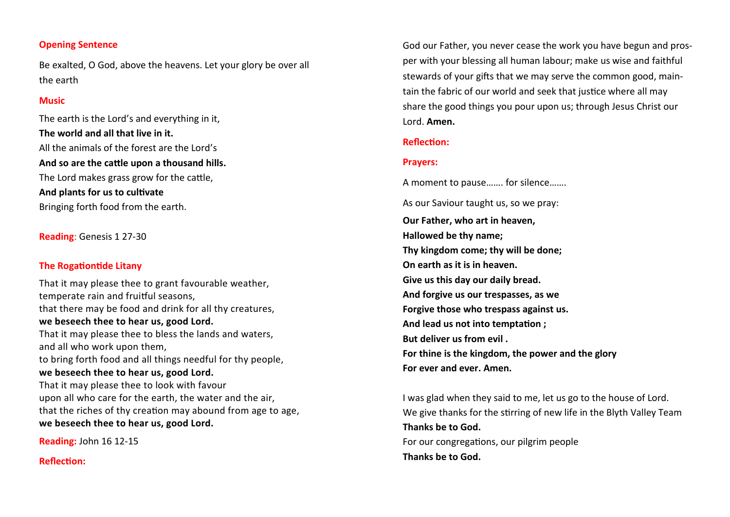**Opening Sentence**

Be exalted, O God, above the heavens. Let your glory be over all the earth

**Music**

The earth is the Lord's and everything in it,
**The world and all that live in it.**
All the animals of the forest are the Lord's
**And so are the cattle upon a thousand hills.**
The Lord makes grass grow for the cattle,
**And plants for us to cultivate**
Bringing forth food from the earth.

**Reading**: Genesis 1 27-30

**The Rogationtide Litany**

That it may please thee to grant favourable weather,
temperate rain and fruitful seasons,
that there may be food and drink for all thy creatures,
**we beseech thee to hear us, good Lord.**
That it may please thee to bless the lands and waters,
and all who work upon them,
to bring forth food and all things needful for thy people,
**we beseech thee to hear us, good Lord.**
That it may please thee to look with favour
upon all who care for the earth, the water and the air,
that the riches of thy creation may abound from age to age,
**we beseech thee to hear us, good Lord.**

**Reading:** John 16 12-15

**Reflection:**

God our Father, you never cease the work you have begun and prosper with your blessing all human labour; make us wise and faithful stewards of your gifts that we may serve the common good, maintain the fabric of our world and seek that justice where all may share the good things you pour upon us; through Jesus Christ our Lord. **Amen.**

**Reflection:**

**Prayers:**

A moment to pause……. for silence…….

As our Saviour taught us, so we pray:

**Our Father, who art in heaven,**
**Hallowed be thy name;**
**Thy kingdom come; thy will be done;**
**On earth as it is in heaven.**
**Give us this day our daily bread.**
**And forgive us our trespasses, as we**
**Forgive those who trespass against us.**
**And lead us not into temptation ;**
**But deliver us from evil .**
**For thine is the kingdom, the power and the glory**
**For ever and ever. Amen.**

I was glad when they said to me, let us go to the house of Lord.
We give thanks for the stirring of new life in the Blyth Valley Team
**Thanks be to God.**
For our congregations, our pilgrim people
**Thanks be to God.**